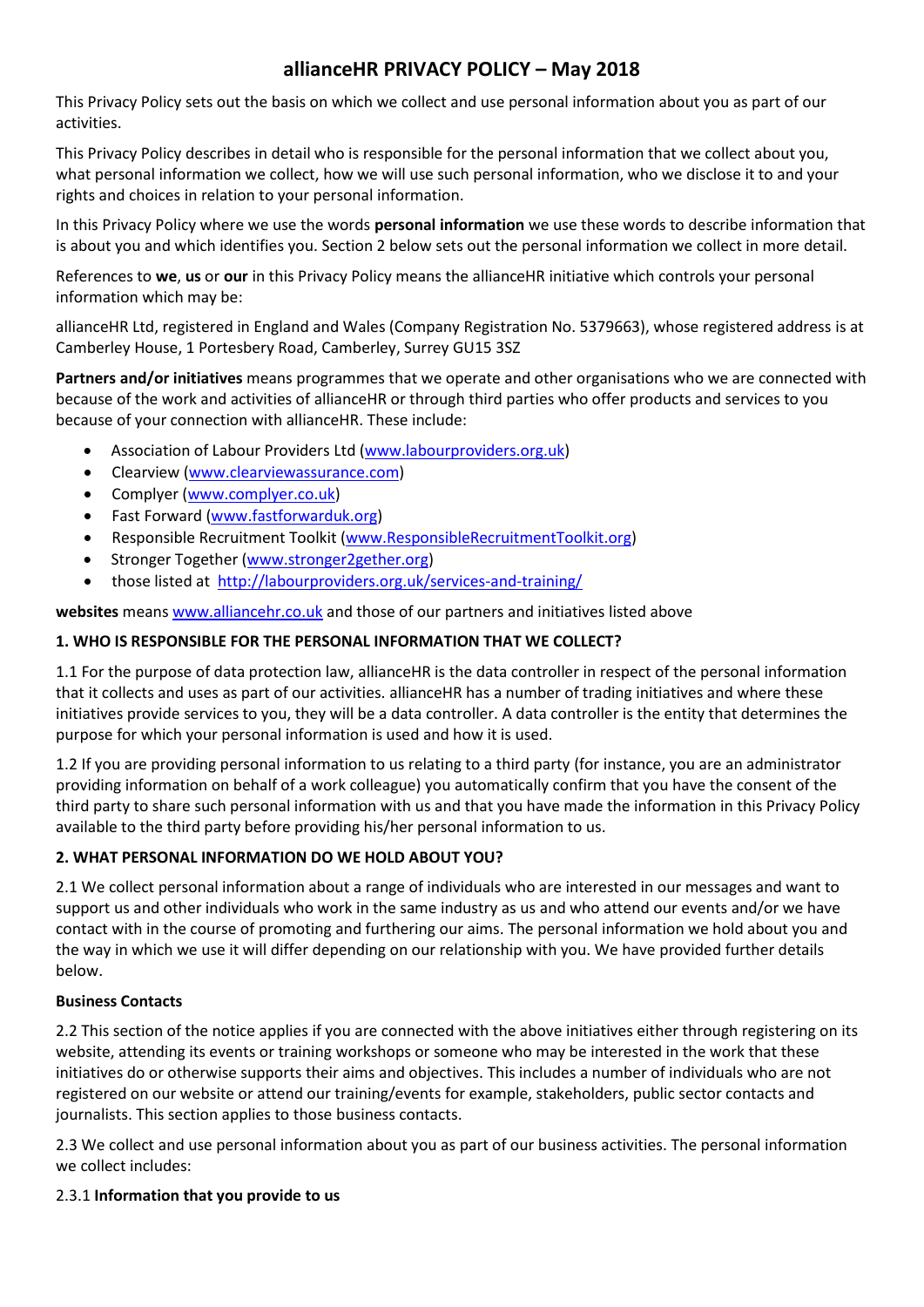# allianceHR PRIVACY POLICY – May 2018

This Privacy Policy sets out the basis on which we collect and use personal information about you as part of our activities.

This Privacy Policy describes in detail who is responsible for the personal information that we collect about you, what personal information we collect, how we will use such personal information, who we disclose it to and your rights and choices in relation to your personal information.

In this Privacy Policy where we use the words **personal information** we use these words to describe information that is about you and which identifies you. Section 2 below sets out the personal information we collect in more detail.

References to **we**, **us** or **our** in this Privacy Policy means the allianceHR initiative which controls your personal information which may be:

allianceHR Ltd, registered in England and Wales (Company Registration No. 5379663), whose registered address is at Camberley House, 1 Portesbery Road, Camberley, Surrey GU15 3SZ

**Partners and/or initiatives** means programmes that we operate and other organisations who we are connected with because of the work and activities of allianceHR or through third parties who offer products and services to you because of your connection with allianceHR. These include:

- Association of Labour Providers Ltd (www.labourproviders.org.uk)
- Clearview (www.clearviewassurance.com)
- Complyer (www.complyer.co.uk)
- Fast Forward (www.fastforwarduk.org)
- Responsible Recruitment Toolkit (www.ResponsibleRecruitmentToolkit.org)
- Stronger Together (www.stronger2gether.org)
- those listed at http://labourproviders.org.uk/services-and-training/

**websites** means www.alliancehr.co.uk and those of our partners and initiatives listed above

**1. WHO IS RESPONSIBLE FOR THE PERSONAL INFORMATION THAT WE COLLECT?**

1.1 For the purpose of data protection law, allianceHR is the data controller in respect of the personal information that it collects and uses as part of our activities. allianceHR has a number of trading initiatives and where these initiatives provide services to you, they will be a data controller. A data controller is the entity that determines the purpose for which your personal information is used and how it is used.

1.2 If you are providing personal information to us relating to a third party (for instance, you are an administrator providing information on behalf of a work colleague) you automatically confirm that you have the consent of the third party to share such personal information with us and that you have made the information in this Privacy Policy available to the third party before providing his/her personal information to us.

**2. WHAT PERSONAL INFORMATION DO WE HOLD ABOUT YOU?**

2.1 We collect personal information about a range of individuals who are interested in our messages and want to support us and other individuals who work in the same industry as us and who attend our events and/or we have contact with in the course of promoting and furthering our aims. The personal information we hold about you and the way in which we use it will differ depending on our relationship with you. We have provided further details below.

**Business Contacts**

2.2 This section of the notice applies if you are connected with the above initiatives either through registering on its website, attending its events or training workshops or someone who may be interested in the work that these initiatives do or otherwise supports their aims and objectives. This includes a number of individuals who are not registered on our website or attend our training/events for example, stakeholders, public sector contacts and journalists. This section applies to those business contacts.

2.3 We collect and use personal information about you as part of our business activities. The personal information we collect includes:

2.3.1 **Information that you provide to us**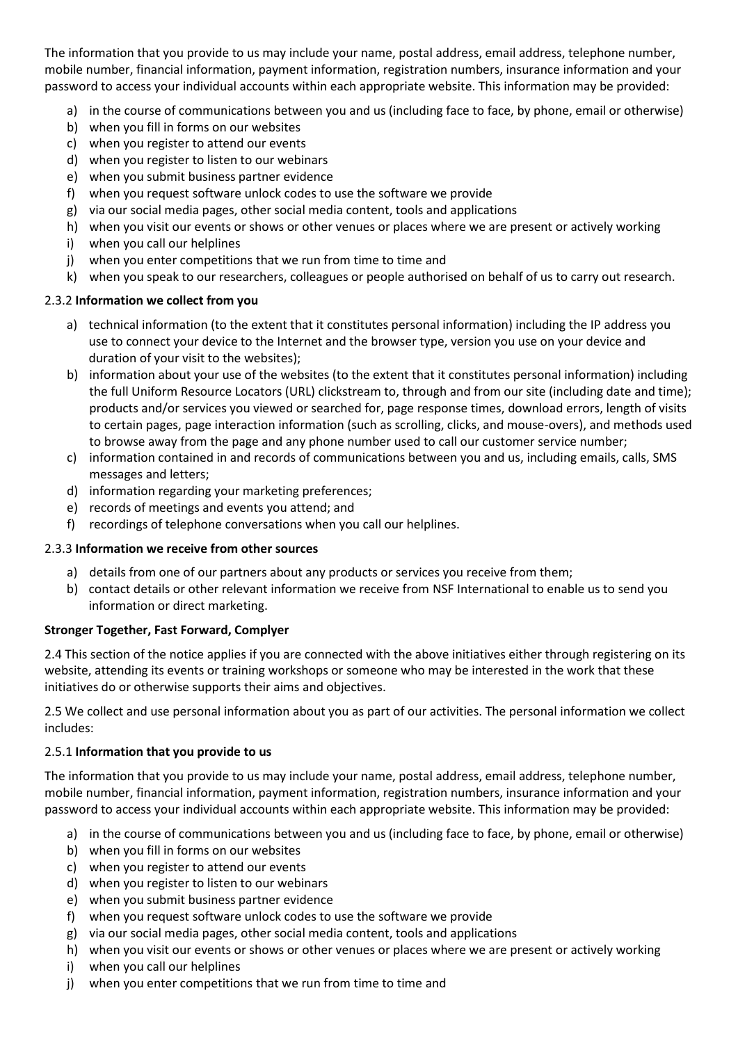The information that you provide to us may include your name, postal address, email address, telephone number, mobile number, financial information, payment information, registration numbers, insurance information and your password to access your individual accounts within each appropriate website. This information may be provided:

a) in the course of communications between you and us (including face to face, by phone, email or otherwise)
b) when you fill in forms on our websites
c) when you register to attend our events
d) when you register to listen to our webinars
e) when you submit business partner evidence
f) when you request software unlock codes to use the software we provide
g) via our social media pages, other social media content, tools and applications
h) when you visit our events or shows or other venues or places where we are present or actively working
i) when you call our helplines
j) when you enter competitions that we run from time to time and
k) when you speak to our researchers, colleagues or people authorised on behalf of us to carry out research.

#### 2.3.2 **Information we collect from you**

a) technical information (to the extent that it constitutes personal information) including the IP address you use to connect your device to the Internet and the browser type, version you use on your device and duration of your visit to the websites);
b) information about your use of the websites (to the extent that it constitutes personal information) including the full Uniform Resource Locators (URL) clickstream to, through and from our site (including date and time); products and/or services you viewed or searched for, page response times, download errors, length of visits to certain pages, page interaction information (such as scrolling, clicks, and mouse-overs), and methods used to browse away from the page and any phone number used to call our customer service number;
c) information contained in and records of communications between you and us, including emails, calls, SMS messages and letters;
d) information regarding your marketing preferences;
e) records of meetings and events you attend; and
f) recordings of telephone conversations when you call our helplines.

#### 2.3.3 **Information we receive from other sources**

a) details from one of our partners about any products or services you receive from them;
b) contact details or other relevant information we receive from NSF International to enable us to send you information or direct marketing.

### **Stronger Together, Fast Forward, Complyer**

2.4 This section of the notice applies if you are connected with the above initiatives either through registering on its website, attending its events or training workshops or someone who may be interested in the work that these initiatives do or otherwise supports their aims and objectives.

2.5 We collect and use personal information about you as part of our activities. The personal information we collect includes:

#### 2.5.1 **Information that you provide to us**

The information that you provide to us may include your name, postal address, email address, telephone number, mobile number, financial information, payment information, registration numbers, insurance information and your password to access your individual accounts within each appropriate website. This information may be provided:

a) in the course of communications between you and us (including face to face, by phone, email or otherwise)
b) when you fill in forms on our websites
c) when you register to attend our events
d) when you register to listen to our webinars
e) when you submit business partner evidence
f) when you request software unlock codes to use the software we provide
g) via our social media pages, other social media content, tools and applications
h) when you visit our events or shows or other venues or places where we are present or actively working
i) when you call our helplines
j) when you enter competitions that we run from time to time and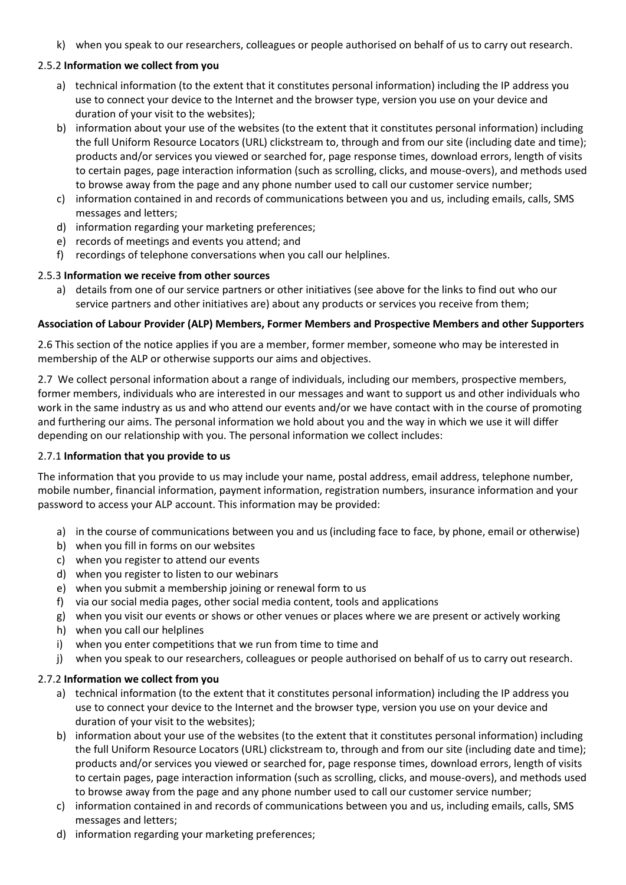k) when you speak to our researchers, colleagues or people authorised on behalf of us to carry out research.

2.5.2 **Information we collect from you**

a) technical information (to the extent that it constitutes personal information) including the IP address you use to connect your device to the Internet and the browser type, version you use on your device and duration of your visit to the websites);
b) information about your use of the websites (to the extent that it constitutes personal information) including the full Uniform Resource Locators (URL) clickstream to, through and from our site (including date and time); products and/or services you viewed or searched for, page response times, download errors, length of visits to certain pages, page interaction information (such as scrolling, clicks, and mouse-overs), and methods used to browse away from the page and any phone number used to call our customer service number;
c) information contained in and records of communications between you and us, including emails, calls, SMS messages and letters;
d) information regarding your marketing preferences;
e) records of meetings and events you attend; and
f) recordings of telephone conversations when you call our helplines.

2.5.3 **Information we receive from other sources**

a) details from one of our service partners or other initiatives (see above for the links to find out who our service partners and other initiatives are) about any products or services you receive from them;

**Association of Labour Provider (ALP) Members, Former Members and Prospective Members and other Supporters**

2.6 This section of the notice applies if you are a member, former member, someone who may be interested in membership of the ALP or otherwise supports our aims and objectives.

2.7 We collect personal information about a range of individuals, including our members, prospective members, former members, individuals who are interested in our messages and want to support us and other individuals who work in the same industry as us and who attend our events and/or we have contact with in the course of promoting and furthering our aims. The personal information we hold about you and the way in which we use it will differ depending on our relationship with you. The personal information we collect includes:

2.7.1 **Information that you provide to us**

The information that you provide to us may include your name, postal address, email address, telephone number, mobile number, financial information, payment information, registration numbers, insurance information and your password to access your ALP account. This information may be provided:

a) in the course of communications between you and us (including face to face, by phone, email or otherwise)
b) when you fill in forms on our websites
c) when you register to attend our events
d) when you register to listen to our webinars
e) when you submit a membership joining or renewal form to us
f) via our social media pages, other social media content, tools and applications
g) when you visit our events or shows or other venues or places where we are present or actively working
h) when you call our helplines
i) when you enter competitions that we run from time to time and
j) when you speak to our researchers, colleagues or people authorised on behalf of us to carry out research.

2.7.2 **Information we collect from you**

a) technical information (to the extent that it constitutes personal information) including the IP address you use to connect your device to the Internet and the browser type, version you use on your device and duration of your visit to the websites);
b) information about your use of the websites (to the extent that it constitutes personal information) including the full Uniform Resource Locators (URL) clickstream to, through and from our site (including date and time); products and/or services you viewed or searched for, page response times, download errors, length of visits to certain pages, page interaction information (such as scrolling, clicks, and mouse-overs), and methods used to browse away from the page and any phone number used to call our customer service number;
c) information contained in and records of communications between you and us, including emails, calls, SMS messages and letters;
d) information regarding your marketing preferences;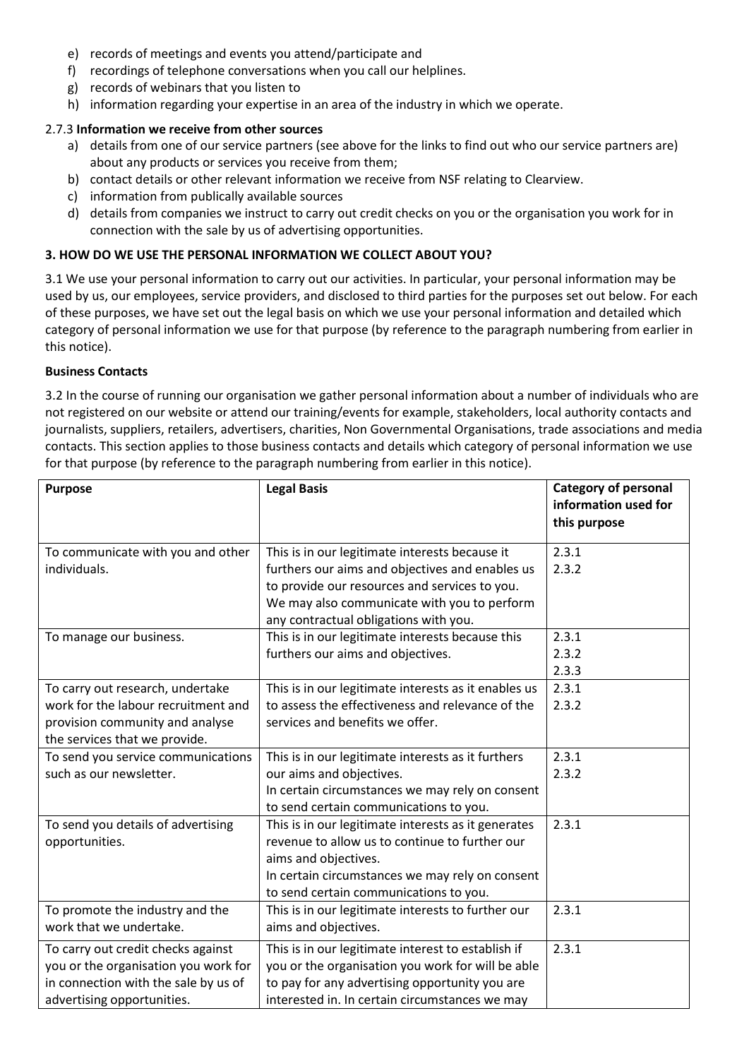e) records of meetings and events you attend/participate and
f) recordings of telephone conversations when you call our helplines.
g) records of webinars that you listen to
h) information regarding your expertise in an area of the industry in which we operate.

### 2.7.3 **Information we receive from other sources**

a) details from one of our service partners (see above for the links to find out who our service partners are) about any products or services you receive from them;
b) contact details or other relevant information we receive from NSF relating to Clearview.
c) information from publically available sources
d) details from companies we instruct to carry out credit checks on you or the organisation you work for in connection with the sale by us of advertising opportunities.

## 3. HOW DO WE USE THE PERSONAL INFORMATION WE COLLECT ABOUT YOU?

3.1 We use your personal information to carry out our activities. In particular, your personal information may be used by us, our employees, service providers, and disclosed to third parties for the purposes set out below. For each of these purposes, we have set out the legal basis on which we use your personal information and detailed which category of personal information we use for that purpose (by reference to the paragraph numbering from earlier in this notice).

**Business Contacts**

3.2 In the course of running our organisation we gather personal information about a number of individuals who are not registered on our website or attend our training/events for example, stakeholders, local authority contacts and journalists, suppliers, retailers, advertisers, charities, Non Governmental Organisations, trade associations and media contacts. This section applies to those business contacts and details which category of personal information we use for that purpose (by reference to the paragraph numbering from earlier in this notice).

| **Purpose** | **Legal Basis** | **Category of personal information used for this purpose** |
|---|---|---|
| To communicate with you and other individuals. | This is in our legitimate interests because it furthers our aims and objectives and enables us to provide our resources and services to you. We may also communicate with you to perform any contractual obligations with you. | 2.3.1<br>2.3.2 |
| To manage our business. | This is in our legitimate interests because this furthers our aims and objectives. | 2.3.1<br>2.3.2<br>2.3.3 |
| To carry out research, undertake work for the labour recruitment and provision community and analyse the services that we provide. | This is in our legitimate interests as it enables us to assess the effectiveness and relevance of the services and benefits we offer. | 2.3.1<br>2.3.2 |
| To send you service communications such as our newsletter. | This is in our legitimate interests as it furthers our aims and objectives.<br>In certain circumstances we may rely on consent to send certain communications to you. | 2.3.1<br>2.3.2 |
| To send you details of advertising opportunities. | This is in our legitimate interests as it generates revenue to allow us to continue to further our aims and objectives.<br>In certain circumstances we may rely on consent to send certain communications to you. | 2.3.1 |
| To promote the industry and the work that we undertake. | This is in our legitimate interests to further our aims and objectives. | 2.3.1 |
| To carry out credit checks against you or the organisation you work for in connection with the sale by us of advertising opportunities. | This is in our legitimate interest to establish if you or the organisation you work for will be able to pay for any advertising opportunity you are interested in. In certain circumstances we may | 2.3.1 |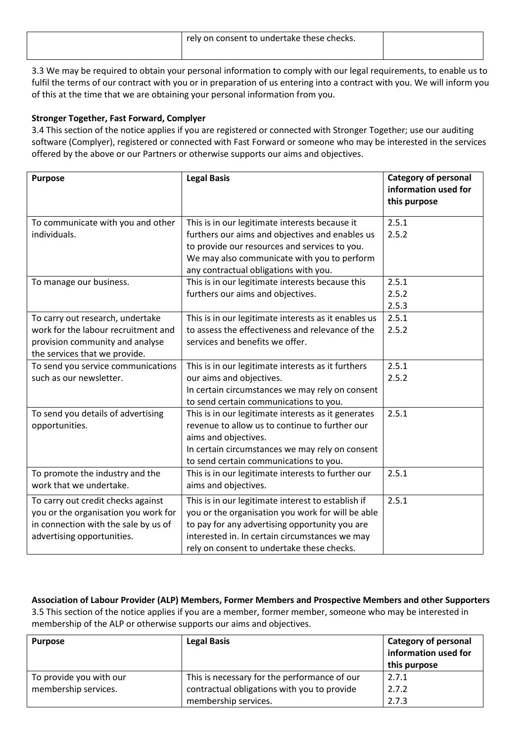| | rely on consent to undertake these checks. | |
|---|---|---|

3.3 We may be required to obtain your personal information to comply with our legal requirements, to enable us to fulfil the terms of our contract with you or in preparation of us entering into a contract with you. We will inform you of this at the time that we are obtaining your personal information from you.

**Stronger Together, Fast Forward, Complyer**

3.4 This section of the notice applies if you are registered or connected with Stronger Together; use our auditing software (Complyer), registered or connected with Fast Forward or someone who may be interested in the services offered by the above or our Partners or otherwise supports our aims and objectives.

| Purpose | Legal Basis | Category of personal information used for this purpose |
|---|---|---|
| To communicate with you and other individuals. | This is in our legitimate interests because it furthers our aims and objectives and enables us to provide our resources and services to you. We may also communicate with you to perform any contractual obligations with you. | 2.5.1<br>2.5.2 |
| To manage our business. | This is in our legitimate interests because this furthers our aims and objectives. | 2.5.1<br>2.5.2<br>2.5.3 |
| To carry out research, undertake work for the labour recruitment and provision community and analyse the services that we provide. | This is in our legitimate interests as it enables us to assess the effectiveness and relevance of the services and benefits we offer. | 2.5.1<br>2.5.2 |
| To send you service communications such as our newsletter. | This is in our legitimate interests as it furthers our aims and objectives.<br>In certain circumstances we may rely on consent to send certain communications to you. | 2.5.1<br>2.5.2 |
| To send you details of advertising opportunities. | This is in our legitimate interests as it generates revenue to allow us to continue to further our aims and objectives.<br>In certain circumstances we may rely on consent to send certain communications to you. | 2.5.1 |
| To promote the industry and the work that we undertake. | This is in our legitimate interests to further our aims and objectives. | 2.5.1 |
| To carry out credit checks against you or the organisation you work for in connection with the sale by us of advertising opportunities. | This is in our legitimate interest to establish if you or the organisation you work for will be able to pay for any advertising opportunity you are interested in. In certain circumstances we may rely on consent to undertake these checks. | 2.5.1 |

**Association of Labour Provider (ALP) Members, Former Members and Prospective Members and other Supporters**

3.5 This section of the notice applies if you are a member, former member, someone who may be interested in membership of the ALP or otherwise supports our aims and objectives.

| Purpose | Legal Basis | Category of personal information used for this purpose |
|---|---|---|
| To provide you with our membership services. | This is necessary for the performance of our contractual obligations with you to provide membership services. | 2.7.1<br>2.7.2<br>2.7.3 |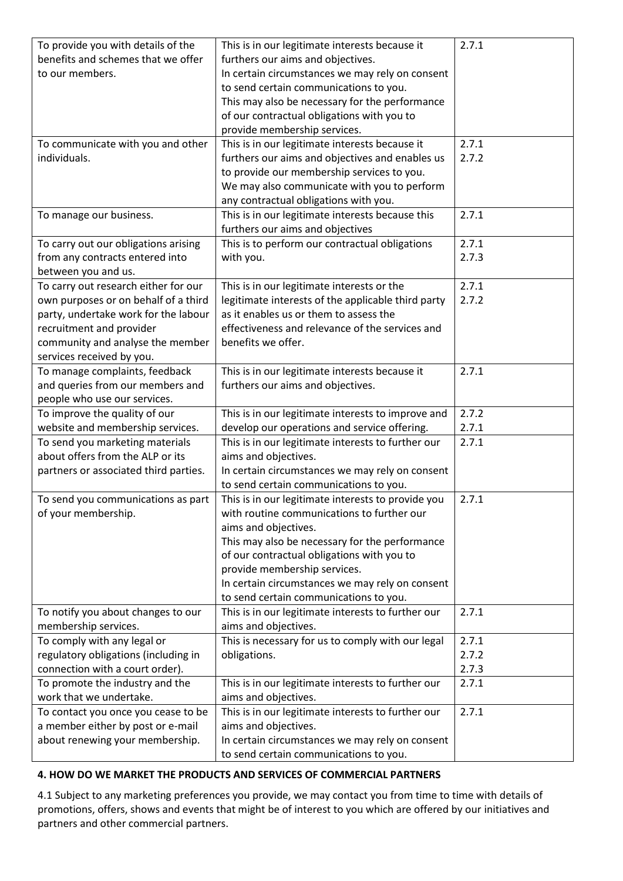| | | |
|---|---|---|
| To provide you with details of the benefits and schemes that we offer to our members. | This is in our legitimate interests because it furthers our aims and objectives.<br>In certain circumstances we may rely on consent to send certain communications to you.<br>This may also be necessary for the performance of our contractual obligations with you to provide membership services. | 2.7.1 |
| To communicate with you and other individuals. | This is in our legitimate interests because it furthers our aims and objectives and enables us to provide our membership services to you.<br>We may also communicate with you to perform any contractual obligations with you. | 2.7.1<br>2.7.2 |
| To manage our business. | This is in our legitimate interests because this furthers our aims and objectives | 2.7.1 |
| To carry out our obligations arising from any contracts entered into between you and us. | This is to perform our contractual obligations with you. | 2.7.1<br>2.7.3 |
| To carry out research either for our own purposes or on behalf of a third party, undertake work for the labour recruitment and provider community and analyse the member services received by you. | This is in our legitimate interests or the legitimate interests of the applicable third party as it enables us or them to assess the effectiveness and relevance of the services and benefits we offer. | 2.7.1<br>2.7.2 |
| To manage complaints, feedback and queries from our members and people who use our services. | This is in our legitimate interests because it furthers our aims and objectives. | 2.7.1 |
| To improve the quality of our website and membership services. | This is in our legitimate interests to improve and develop our operations and service offering. | 2.7.2<br>2.7.1 |
| To send you marketing materials about offers from the ALP or its partners or associated third parties. | This is in our legitimate interests to further our aims and objectives.<br>In certain circumstances we may rely on consent to send certain communications to you. | 2.7.1 |
| To send you communications as part of your membership. | This is in our legitimate interests to provide you with routine communications to further our aims and objectives.<br>This may also be necessary for the performance of our contractual obligations with you to provide membership services.<br>In certain circumstances we may rely on consent to send certain communications to you. | 2.7.1 |
| To notify you about changes to our membership services. | This is in our legitimate interests to further our aims and objectives. | 2.7.1 |
| To comply with any legal or regulatory obligations (including in connection with a court order). | This is necessary for us to comply with our legal obligations. | 2.7.1<br>2.7.2<br>2.7.3 |
| To promote the industry and the work that we undertake. | This is in our legitimate interests to further our aims and objectives. | 2.7.1 |
| To contact you once you cease to be a member either by post or e-mail about renewing your membership. | This is in our legitimate interests to further our aims and objectives.<br>In certain circumstances we may rely on consent to send certain communications to you. | 2.7.1 |

**4. HOW DO WE MARKET THE PRODUCTS AND SERVICES OF COMMERCIAL PARTNERS**

4.1 Subject to any marketing preferences you provide, we may contact you from time to time with details of promotions, offers, shows and events that might be of interest to you which are offered by our initiatives and partners and other commercial partners.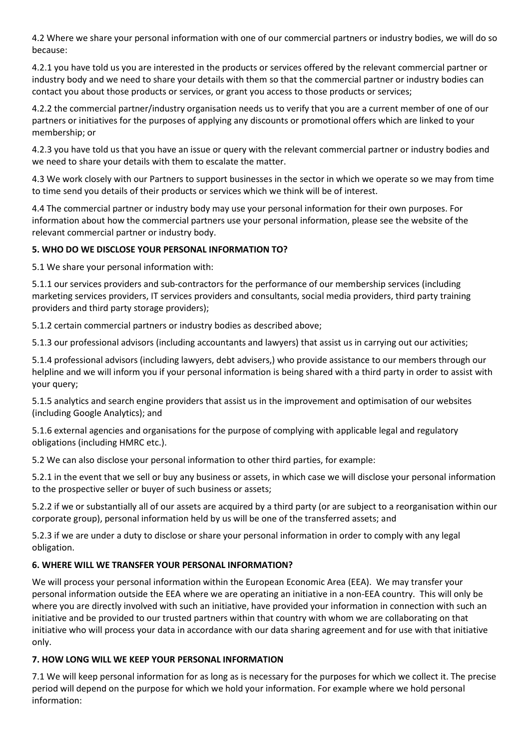4.2 Where we share your personal information with one of our commercial partners or industry bodies, we will do so because:

4.2.1 you have told us you are interested in the products or services offered by the relevant commercial partner or industry body and we need to share your details with them so that the commercial partner or industry bodies can contact you about those products or services, or grant you access to those products or services;

4.2.2 the commercial partner/industry organisation needs us to verify that you are a current member of one of our partners or initiatives for the purposes of applying any discounts or promotional offers which are linked to your membership; or

4.2.3 you have told us that you have an issue or query with the relevant commercial partner or industry bodies and we need to share your details with them to escalate the matter.

4.3 We work closely with our Partners to support businesses in the sector in which we operate so we may from time to time send you details of their products or services which we think will be of interest.

4.4 The commercial partner or industry body may use your personal information for their own purposes. For information about how the commercial partners use your personal information, please see the website of the relevant commercial partner or industry body.

**5. WHO DO WE DISCLOSE YOUR PERSONAL INFORMATION TO?**

5.1 We share your personal information with:

5.1.1 our services providers and sub-contractors for the performance of our membership services (including marketing services providers, IT services providers and consultants, social media providers, third party training providers and third party storage providers);

5.1.2 certain commercial partners or industry bodies as described above;

5.1.3 our professional advisors (including accountants and lawyers) that assist us in carrying out our activities;

5.1.4 professional advisors (including lawyers, debt advisers,) who provide assistance to our members through our helpline and we will inform you if your personal information is being shared with a third party in order to assist with your query;

5.1.5 analytics and search engine providers that assist us in the improvement and optimisation of our websites (including Google Analytics); and

5.1.6 external agencies and organisations for the purpose of complying with applicable legal and regulatory obligations (including HMRC etc.).

5.2 We can also disclose your personal information to other third parties, for example:

5.2.1 in the event that we sell or buy any business or assets, in which case we will disclose your personal information to the prospective seller or buyer of such business or assets;

5.2.2 if we or substantially all of our assets are acquired by a third party (or are subject to a reorganisation within our corporate group), personal information held by us will be one of the transferred assets; and

5.2.3 if we are under a duty to disclose or share your personal information in order to comply with any legal obligation.

**6. WHERE WILL WE TRANSFER YOUR PERSONAL INFORMATION?**

We will process your personal information within the European Economic Area (EEA). We may transfer your personal information outside the EEA where we are operating an initiative in a non-EEA country. This will only be where you are directly involved with such an initiative, have provided your information in connection with such an initiative and be provided to our trusted partners within that country with whom we are collaborating on that initiative who will process your data in accordance with our data sharing agreement and for use with that initiative only.

**7. HOW LONG WILL WE KEEP YOUR PERSONAL INFORMATION**

7.1 We will keep personal information for as long as is necessary for the purposes for which we collect it. The precise period will depend on the purpose for which we hold your information. For example where we hold personal information: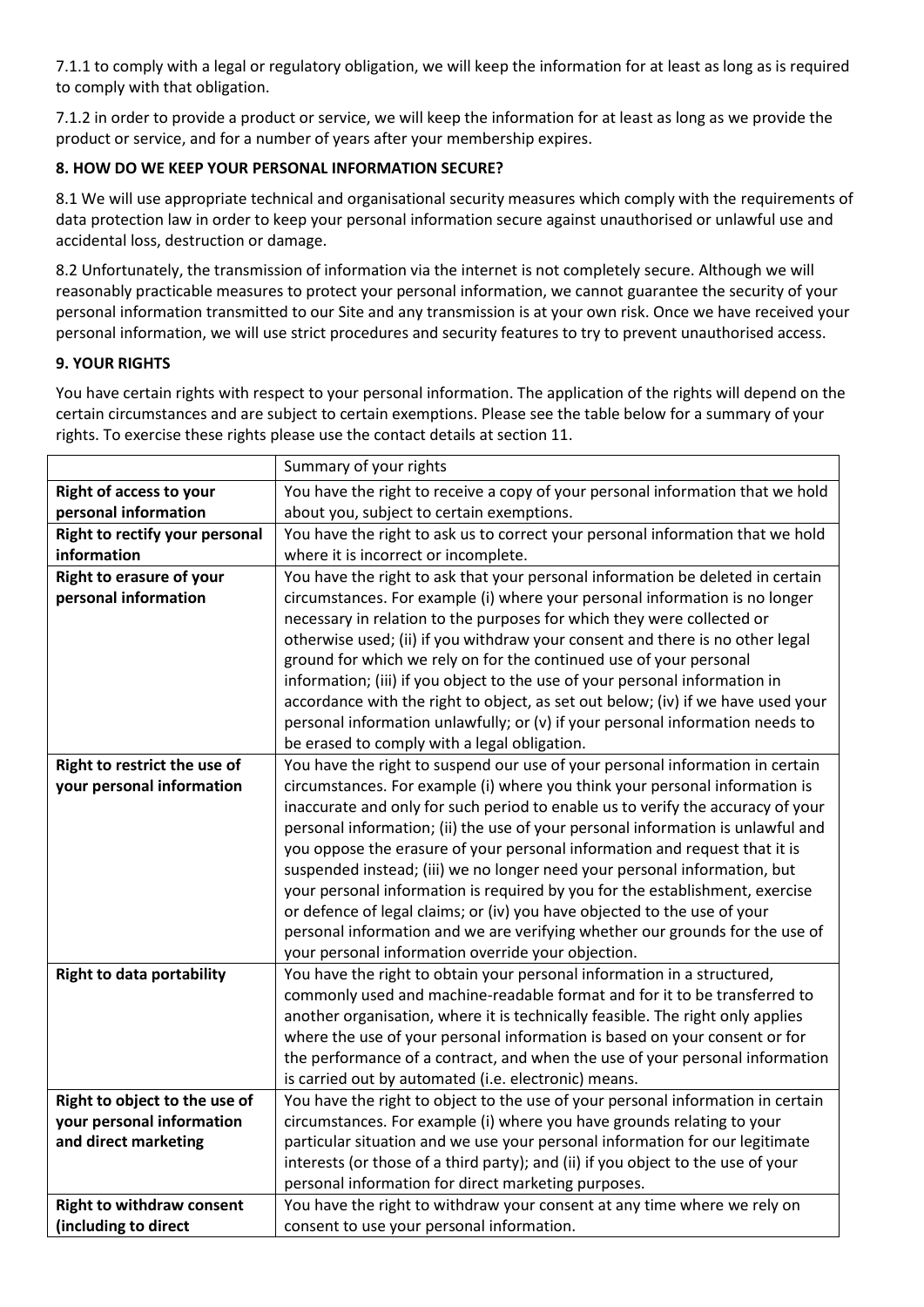7.1.1 to comply with a legal or regulatory obligation, we will keep the information for at least as long as is required to comply with that obligation.

7.1.2 in order to provide a product or service, we will keep the information for at least as long as we provide the product or service, and for a number of years after your membership expires.

**8. HOW DO WE KEEP YOUR PERSONAL INFORMATION SECURE?**

8.1 We will use appropriate technical and organisational security measures which comply with the requirements of data protection law in order to keep your personal information secure against unauthorised or unlawful use and accidental loss, destruction or damage.

8.2 Unfortunately, the transmission of information via the internet is not completely secure. Although we will reasonably practicable measures to protect your personal information, we cannot guarantee the security of your personal information transmitted to our Site and any transmission is at your own risk. Once we have received your personal information, we will use strict procedures and security features to try to prevent unauthorised access.

**9. YOUR RIGHTS**

You have certain rights with respect to your personal information. The application of the rights will depend on the certain circumstances and are subject to certain exemptions. Please see the table below for a summary of your rights. To exercise these rights please use the contact details at section 11.

| | Summary of your rights |
|---|---|
| **Right of access to your personal information** | You have the right to receive a copy of your personal information that we hold about you, subject to certain exemptions. |
| **Right to rectify your personal information** | You have the right to ask us to correct your personal information that we hold where it is incorrect or incomplete. |
| **Right to erasure of your personal information** | You have the right to ask that your personal information be deleted in certain circumstances. For example (i) where your personal information is no longer necessary in relation to the purposes for which they were collected or otherwise used; (ii) if you withdraw your consent and there is no other legal ground for which we rely on for the continued use of your personal information; (iii) if you object to the use of your personal information in accordance with the right to object, as set out below; (iv) if we have used your personal information unlawfully; or (v) if your personal information needs to be erased to comply with a legal obligation. |
| **Right to restrict the use of your personal information** | You have the right to suspend our use of your personal information in certain circumstances. For example (i) where you think your personal information is inaccurate and only for such period to enable us to verify the accuracy of your personal information; (ii) the use of your personal information is unlawful and you oppose the erasure of your personal information and request that it is suspended instead; (iii) we no longer need your personal information, but your personal information is required by you for the establishment, exercise or defence of legal claims; or (iv) you have objected to the use of your personal information and we are verifying whether our grounds for the use of your personal information override your objection. |
| **Right to data portability** | You have the right to obtain your personal information in a structured, commonly used and machine-readable format and for it to be transferred to another organisation, where it is technically feasible. The right only applies where the use of your personal information is based on your consent or for the performance of a contract, and when the use of your personal information is carried out by automated (i.e. electronic) means. |
| **Right to object to the use of your personal information and direct marketing** | You have the right to object to the use of your personal information in certain circumstances. For example (i) where you have grounds relating to your particular situation and we use your personal information for our legitimate interests (or those of a third party); and (ii) if you object to the use of your personal information for direct marketing purposes. |
| **Right to withdraw consent (including to direct** | You have the right to withdraw your consent at any time where we rely on consent to use your personal information. |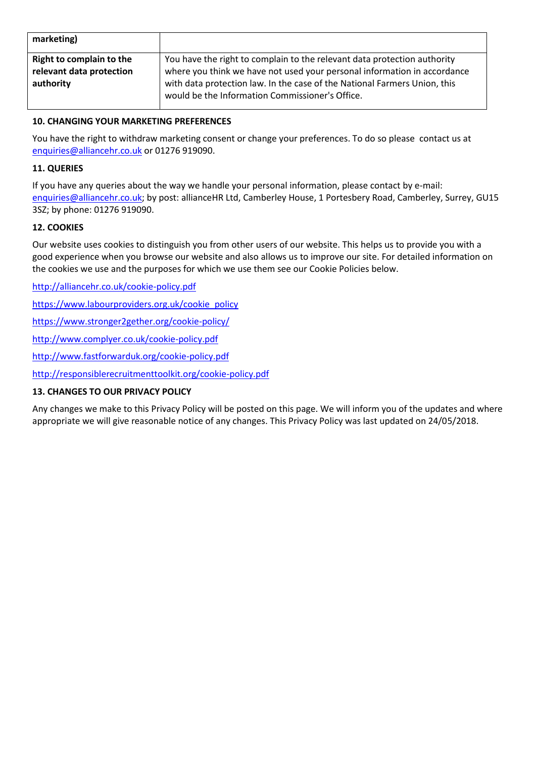| | |
|---|---|
| **marketing)** | |
| **Right to complain to the relevant data protection authority** | You have the right to complain to the relevant data protection authority where you think we have not used your personal information in accordance with data protection law. In the case of the National Farmers Union, this would be the Information Commissioner's Office. |

**10. CHANGING YOUR MARKETING PREFERENCES**

You have the right to withdraw marketing consent or change your preferences. To do so please contact us at enquiries@alliancehr.co.uk or 01276 919090.

**11. QUERIES**

If you have any queries about the way we handle your personal information, please contact by e-mail: enquiries@alliancehr.co.uk; by post: allianceHR Ltd, Camberley House, 1 Portesbery Road, Camberley, Surrey, GU15 3SZ; by phone: 01276 919090.

**12. COOKIES**

Our website uses cookies to distinguish you from other users of our website. This helps us to provide you with a good experience when you browse our website and also allows us to improve our site. For detailed information on the cookies we use and the purposes for which we use them see our Cookie Policies below.

http://alliancehr.co.uk/cookie-policy.pdf

https://www.labourproviders.org.uk/cookie_policy

https://www.stronger2gether.org/cookie-policy/

http://www.complyer.co.uk/cookie-policy.pdf

http://www.fastforwarduk.org/cookie-policy.pdf

http://responsiblerecruitmenttoolkit.org/cookie-policy.pdf

**13. CHANGES TO OUR PRIVACY POLICY**

Any changes we make to this Privacy Policy will be posted on this page. We will inform you of the updates and where appropriate we will give reasonable notice of any changes. This Privacy Policy was last updated on 24/05/2018.